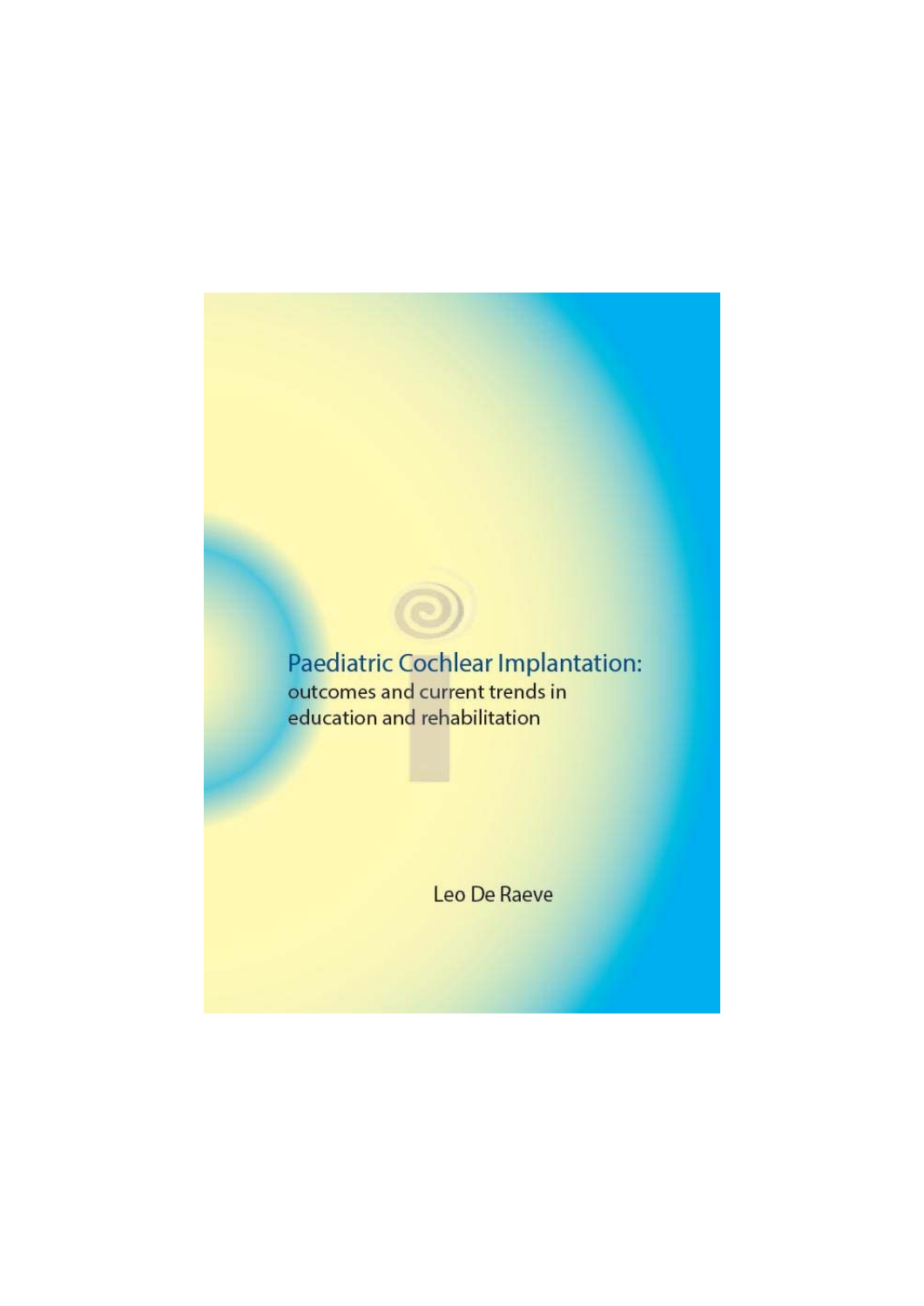# Paediatric Cochlear Implantation:

outcomes and current trends in education and rehabilitation

Leo De Raeve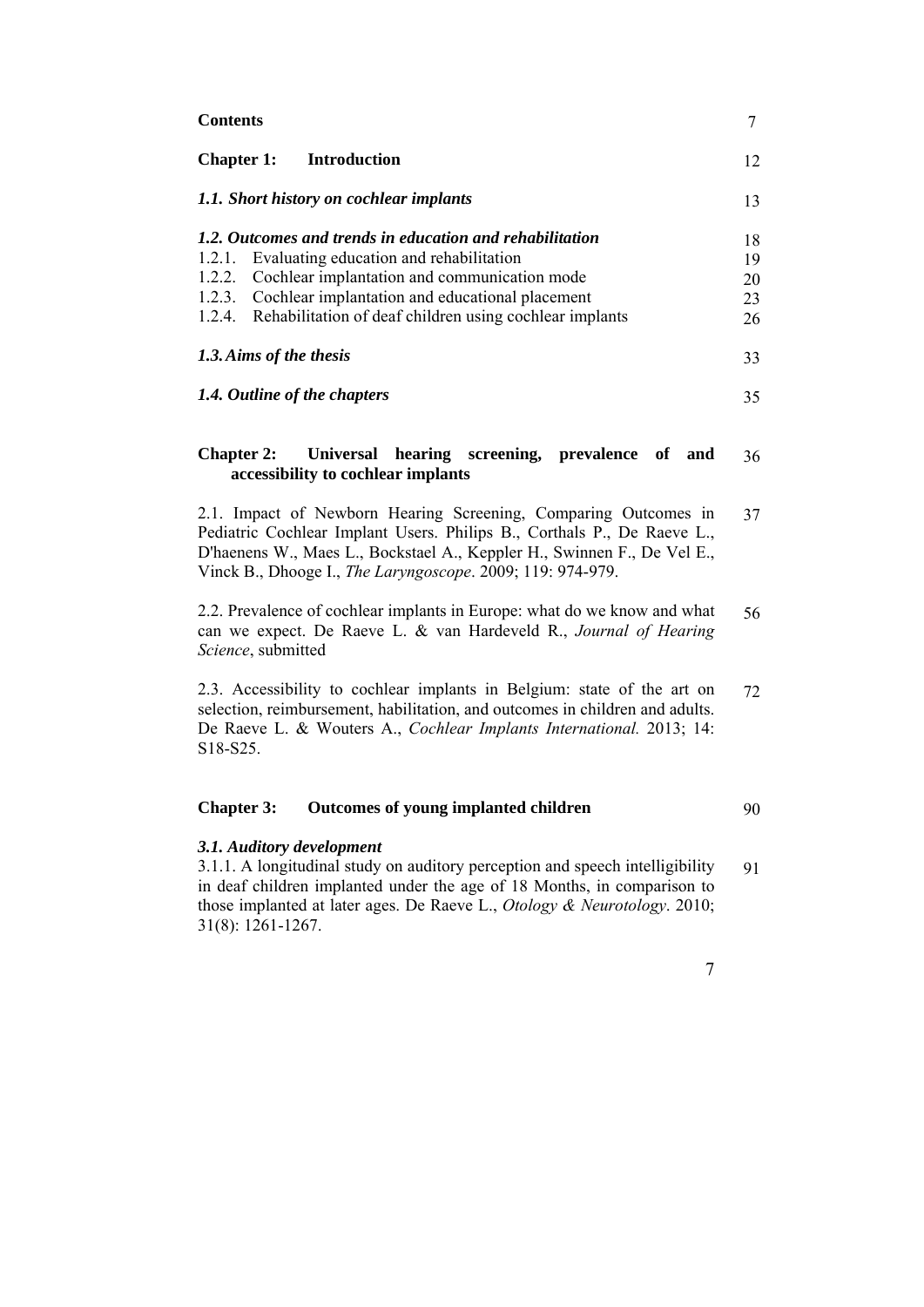# Contents 7

## Chapter 1: Introduction 12

*1.1. Short history on cochlear implants* 13

*1.2. Outcomes and trends in education and rehabilitation* 18

1.2.1. Evaluating education and rehabilitation 19
1.2.2. Cochlear implantation and communication mode 20
1.2.3. Cochlear implantation and educational placement 23
1.2.4. Rehabilitation of deaf children using cochlear implants 26

*1.3. Aims of the thesis* 33

*1.4. Outline of the chapters* 35

## Chapter 2: Universal hearing screening, prevalence of and accessibility to cochlear implants 36

2.1. Impact of Newborn Hearing Screening, Comparing Outcomes in Pediatric Cochlear Implant Users. Philips B., Corthals P., De Raeve L., D'haenens W., Maes L., Bockstael A., Keppler H., Swinnen F., De Vel E., Vinck B., Dhooge I., *The Laryngoscope*. 2009; 119: 974-979. 37

2.2. Prevalence of cochlear implants in Europe: what do we know and what can we expect. De Raeve L. & van Hardeveld R., *Journal of Hearing Science*, submitted 56

2.3. Accessibility to cochlear implants in Belgium: state of the art on selection, reimbursement, habilitation, and outcomes in children and adults. De Raeve L. & Wouters A., *Cochlear Implants International.* 2013; 14: S18-S25. 72

## Chapter 3: Outcomes of young implanted children 90

***3.1. Auditory development***

3.1.1. A longitudinal study on auditory perception and speech intelligibility in deaf children implanted under the age of 18 Months, in comparison to those implanted at later ages. De Raeve L., *Otology & Neurotology*. 2010; 31(8): 1261-1267. 91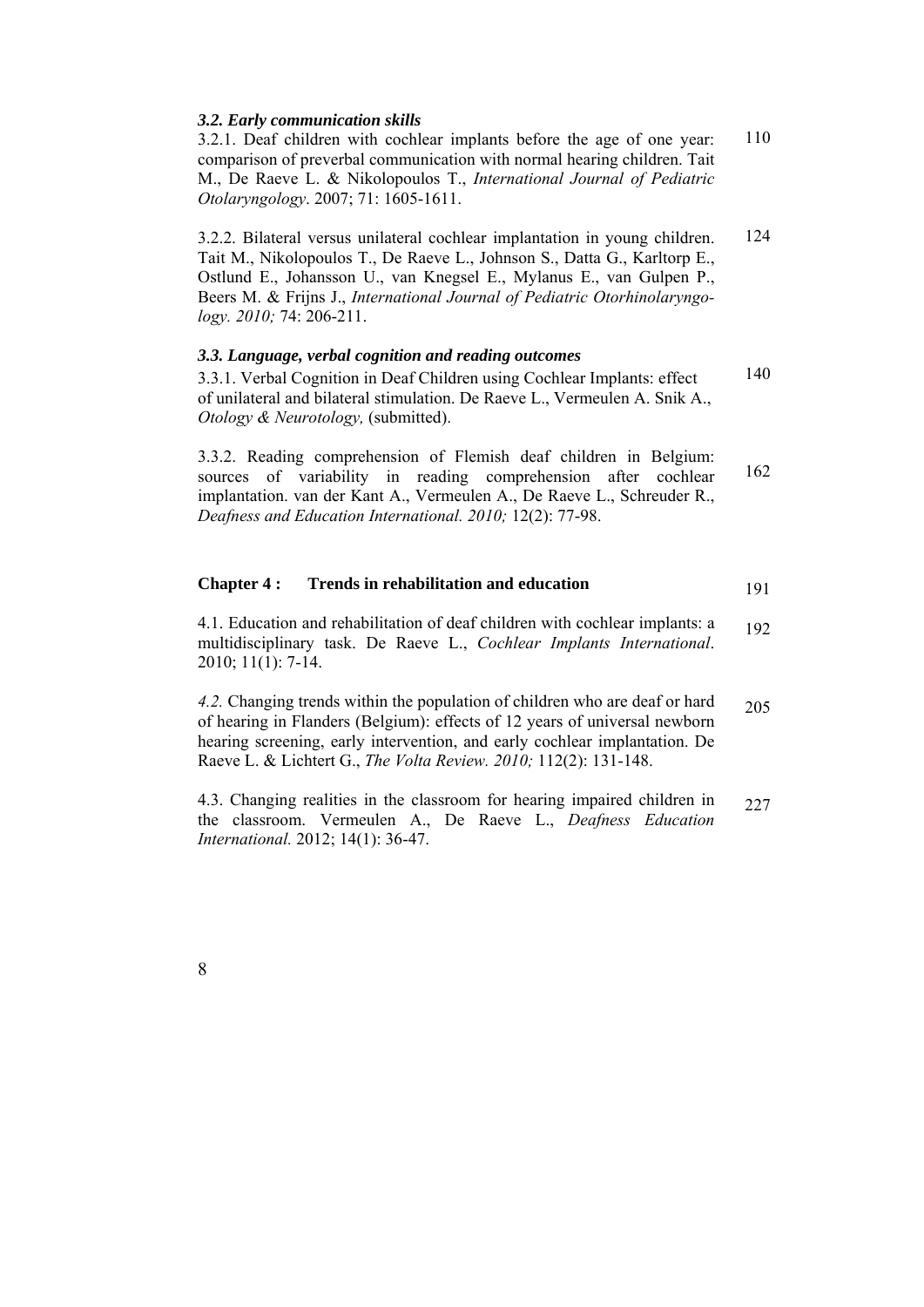### *3.2. Early communication skills*

3.2.1. Deaf children with cochlear implants before the age of one year: comparison of preverbal communication with normal hearing children. Tait M., De Raeve L. & Nikolopoulos T., *International Journal of Pediatric Otolaryngology*. 2007; 71: 1605-1611. 110

3.2.2. Bilateral versus unilateral cochlear implantation in young children. Tait M., Nikolopoulos T., De Raeve L., Johnson S., Datta G., Karltorp E., Ostlund E., Johansson U., van Knegsel E., Mylanus E., van Gulpen P., Beers M. & Frijns J., *International Journal of Pediatric Otorhinolaryngology. 2010;* 74: 206-211. 124

### *3.3. Language, verbal cognition and reading outcomes*

3.3.1. Verbal Cognition in Deaf Children using Cochlear Implants: effect of unilateral and bilateral stimulation. De Raeve L., Vermeulen A. Snik A., *Otology & Neurotology,* (submitted). 140

3.3.2. Reading comprehension of Flemish deaf children in Belgium: sources of variability in reading comprehension after cochlear implantation. van der Kant A., Vermeulen A., De Raeve L., Schreuder R., *Deafness and Education International. 2010;* 12(2): 77-98. 162

## Chapter 4 : Trends in rehabilitation and education 191

4.1. Education and rehabilitation of deaf children with cochlear implants: a multidisciplinary task. De Raeve L., *Cochlear Implants International*. 2010; 11(1): 7-14. 192

*4.2.* Changing trends within the population of children who are deaf or hard of hearing in Flanders (Belgium): effects of 12 years of universal newborn hearing screening, early intervention, and early cochlear implantation. De Raeve L. & Lichtert G., *The Volta Review. 2010;* 112(2): 131-148. 205

4.3. Changing realities in the classroom for hearing impaired children in the classroom. Vermeulen A., De Raeve L., *Deafness Education International.* 2012; 14(1): 36-47. 227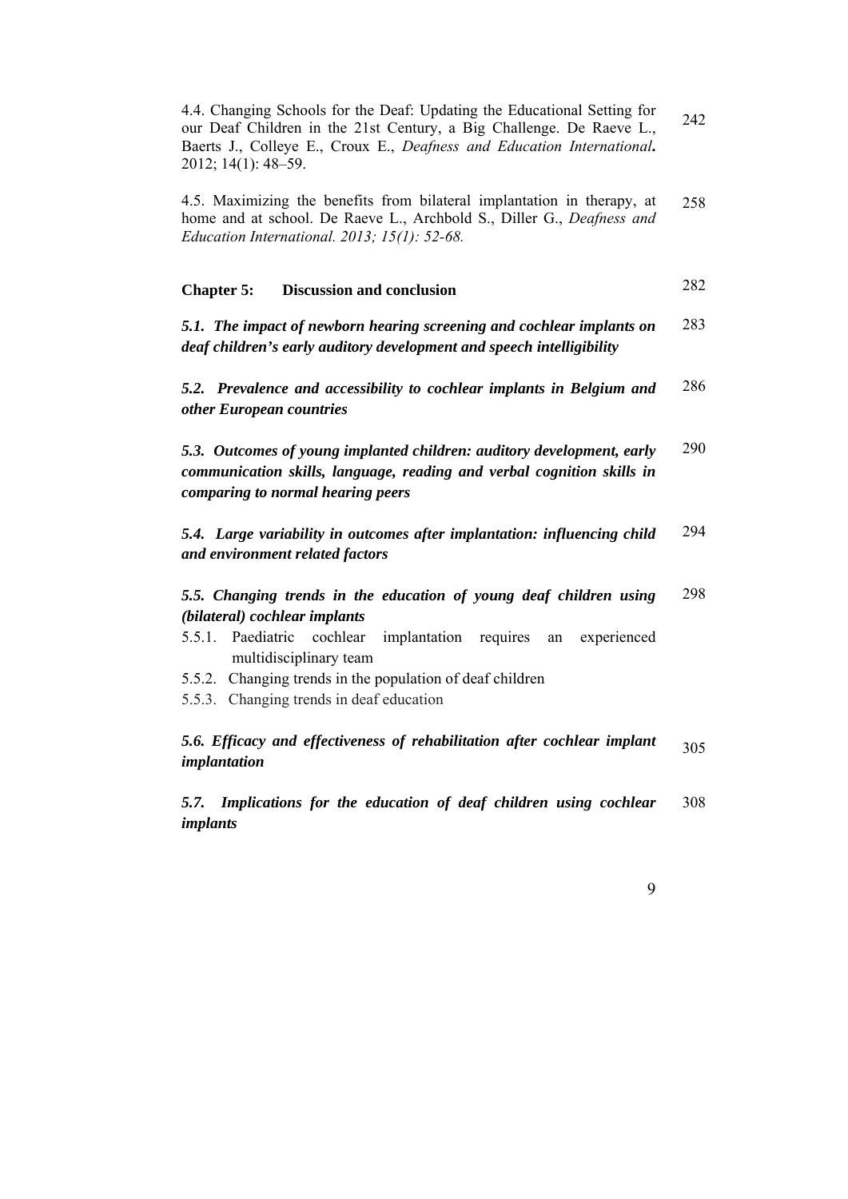4.4. Changing Schools for the Deaf: Updating the Educational Setting for our Deaf Children in the 21st Century, a Big Challenge. De Raeve L., Baerts J., Colleye E., Croux E., *Deafness and Education International***.** 2012; 14(1): 48–59. 242

4.5. Maximizing the benefits from bilateral implantation in therapy, at home and at school. De Raeve L., Archbold S., Diller G., *Deafness and Education International. 2013; 15(1): 52-68.* 258

**Chapter 5: Discussion and conclusion** 282

***5.1. The impact of newborn hearing screening and cochlear implants on deaf children's early auditory development and speech intelligibility*** 283

***5.2. Prevalence and accessibility to cochlear implants in Belgium and other European countries*** 286

***5.3. Outcomes of young implanted children: auditory development, early communication skills, language, reading and verbal cognition skills in comparing to normal hearing peers*** 290

***5.4. Large variability in outcomes after implantation: influencing child and environment related factors*** 294

***5.5. Changing trends in the education of young deaf children using (bilateral) cochlear implants*** 298

5.5.1. Paediatric cochlear implantation requires an experienced multidisciplinary team

5.5.2. Changing trends in the population of deaf children

5.5.3. Changing trends in deaf education

***5.6. Efficacy and effectiveness of rehabilitation after cochlear implant implantation*** 305

***5.7. Implications for the education of deaf children using cochlear implants*** 308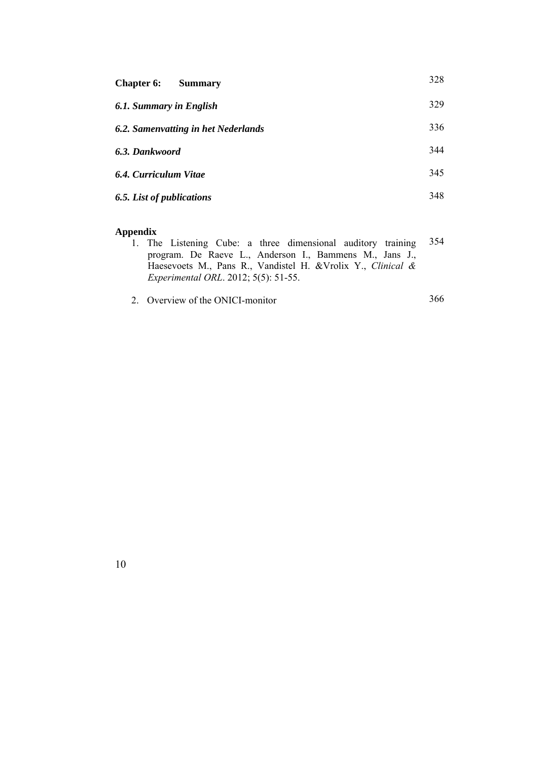**Chapter 6: Summary** 328

***6.1. Summary in English*** 329

***6.2. Samenvatting in het Nederlands*** 336

***6.3. Dankwoord*** 344

***6.4. Curriculum Vitae*** 345

***6.5. List of publications*** 348

**Appendix**

1. The Listening Cube: a three dimensional auditory training program. De Raeve L., Anderson I., Bammens M., Jans J., Haesevoets M., Pans R., Vandistel H. &Vrolix Y., *Clinical & Experimental ORL*. 2012; 5(5): 51-55. 354
2. Overview of the ONICI-monitor 366